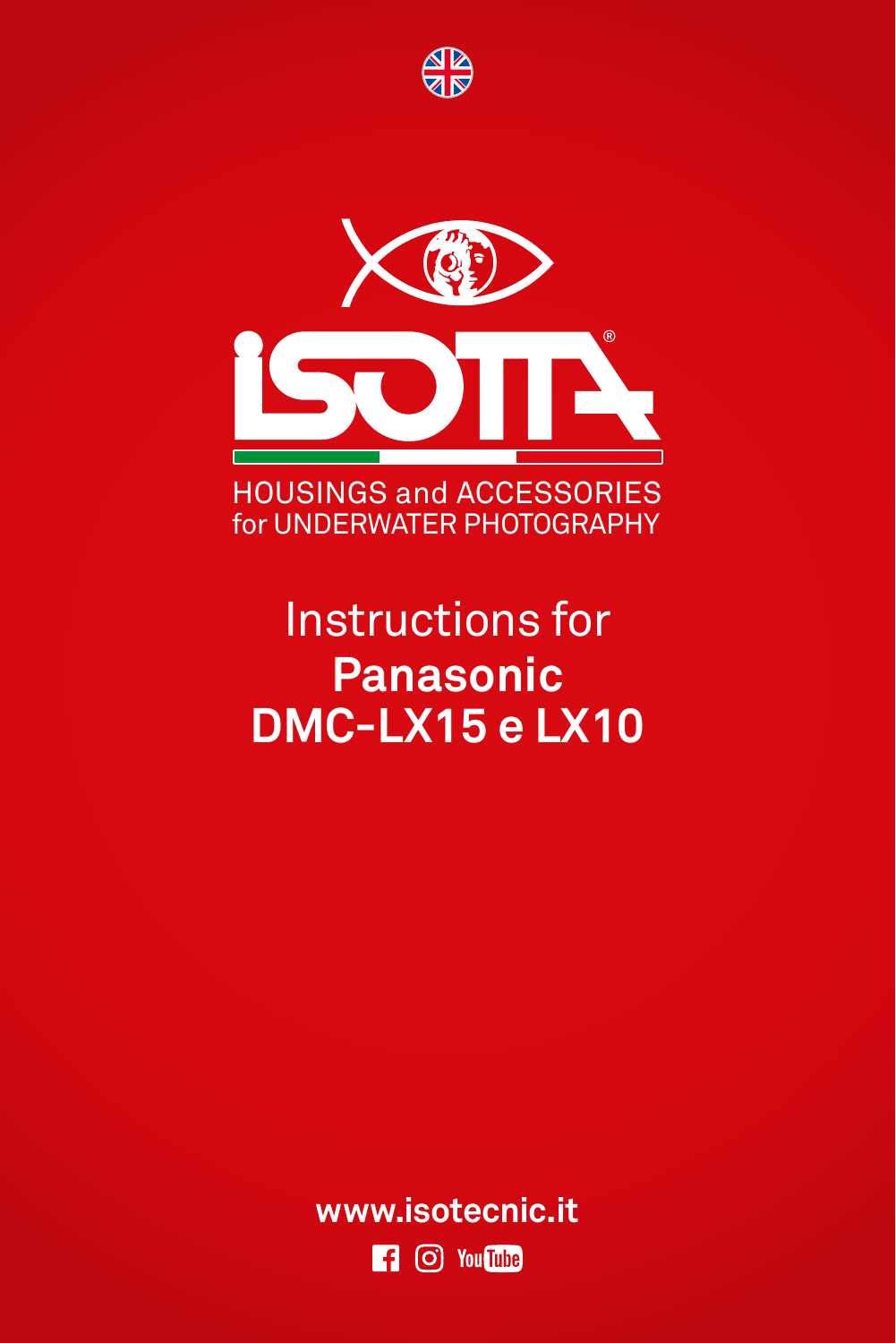ISOTTA®

HOUSINGS and ACCESSORIES
for UNDERWATER PHOTOGRAPHY

# Instructions for **Panasonic DMC-LX15 e LX10**

**www.isotecnic.it**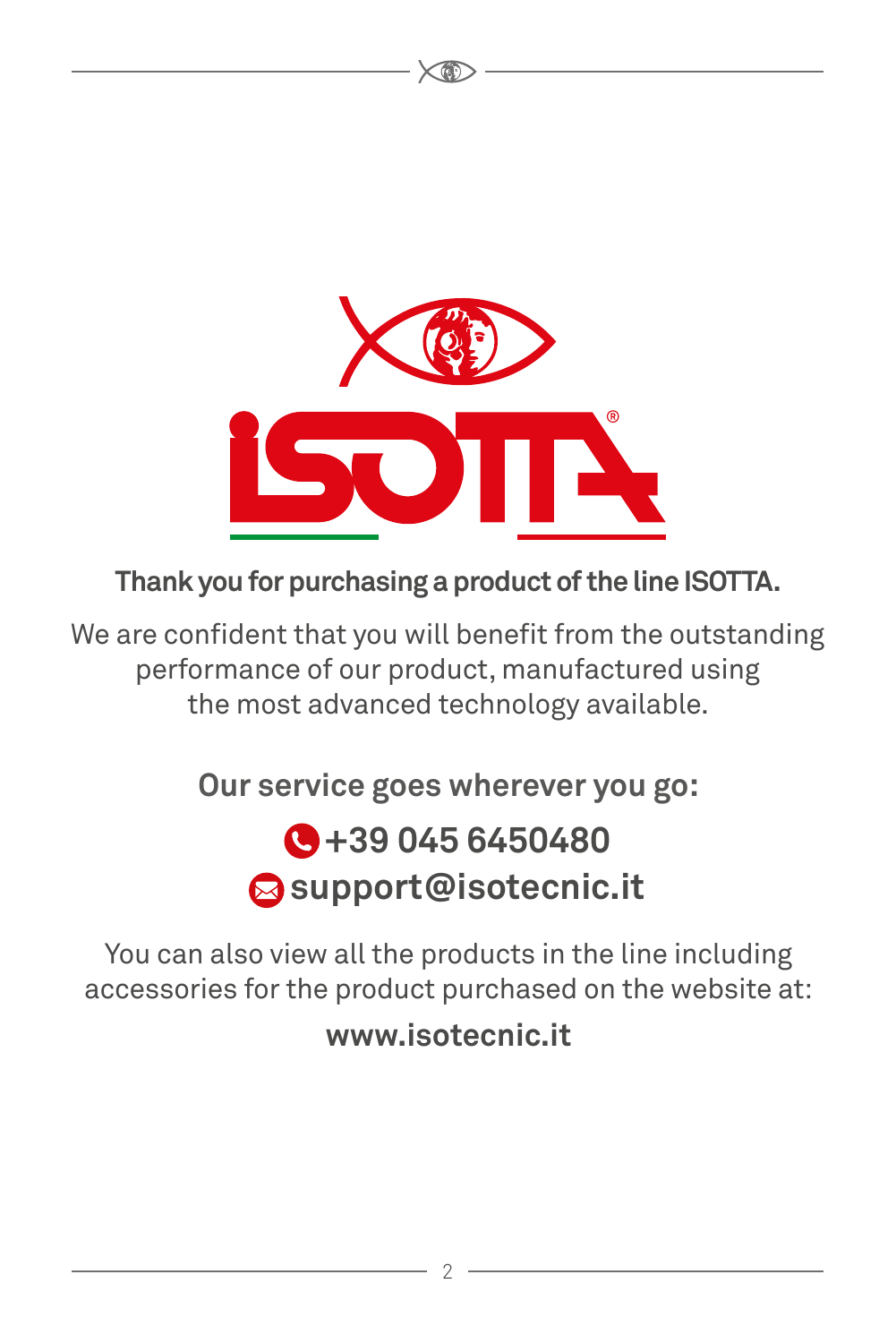**Thank you for purchasing a product of the line ISOTTA.**

We are confident that you will benefit from the outstanding performance of our product, manufactured using the most advanced technology available.

**Our service goes wherever you go:**

**+39 045 6450480**

**support@isotecnic.it**

You can also view all the products in the line including accessories for the product purchased on the website at:

**www.isotecnic.it**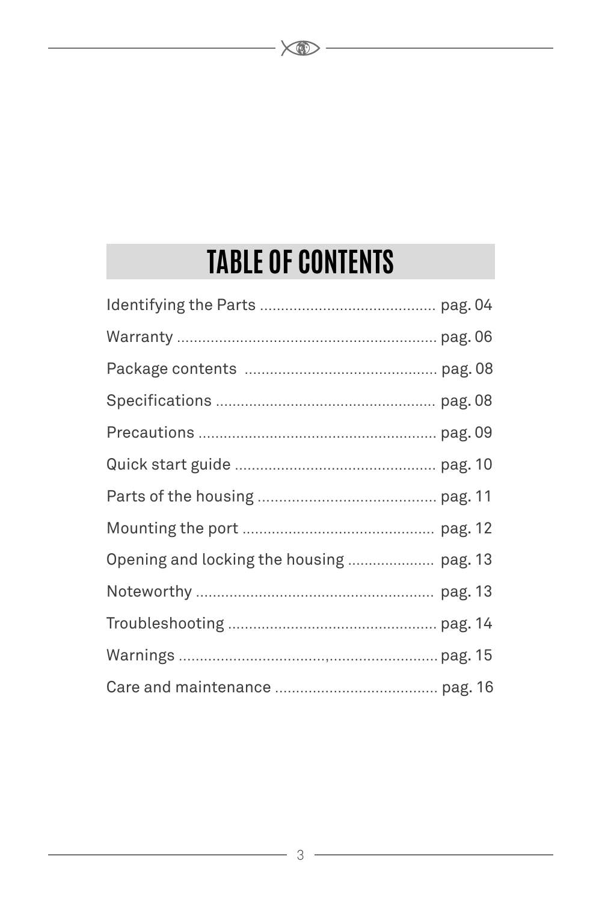# TABLE OF CONTENTS

Identifying the Parts .......................................... pag. 04

Warranty ............................................................ pag. 06

Package contents ............................................. pag. 08

Specifications .................................................... pag. 08

Precautions ........................................................ pag. 09

Quick start guide ............................................... pag. 10

Parts of the housing .......................................... pag. 11

Mounting the port ............................................. pag. 12

Opening and locking the housing .................... pag. 13

Noteworthy ........................................................ pag. 13

Troubleshooting ................................................. pag. 14

Warnings .............................................................. pag. 15

Care and maintenance ...................................... pag. 16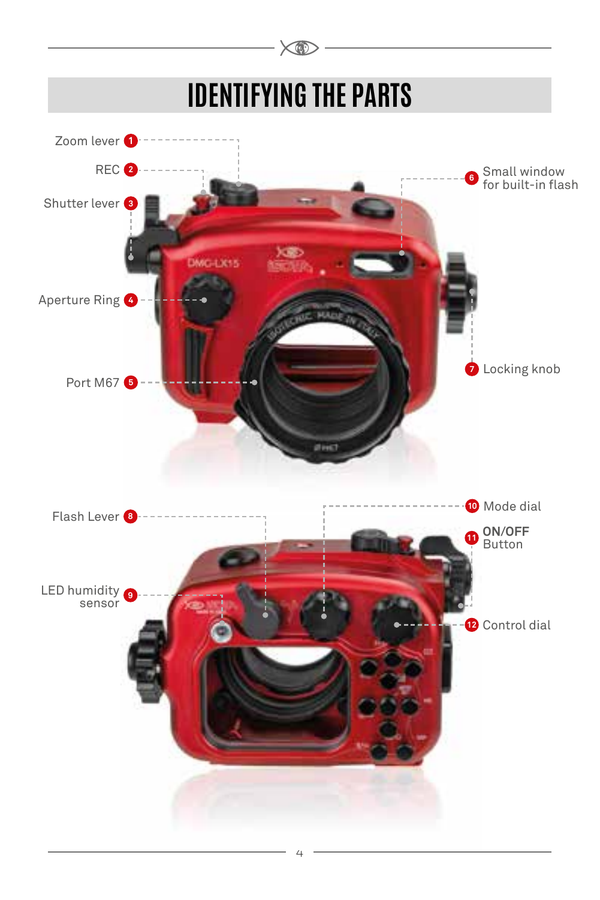# IDENTIFYING THE PARTS

1. Zoom lever
2. REC
3. Shutter lever
4. Aperture Ring
5. Port M67
6. Small window for built-in flash
7. Locking knob
8. Flash Lever
9. LED humidity sensor
10. Mode dial
11. **ON/OFF** Button
12. Control dial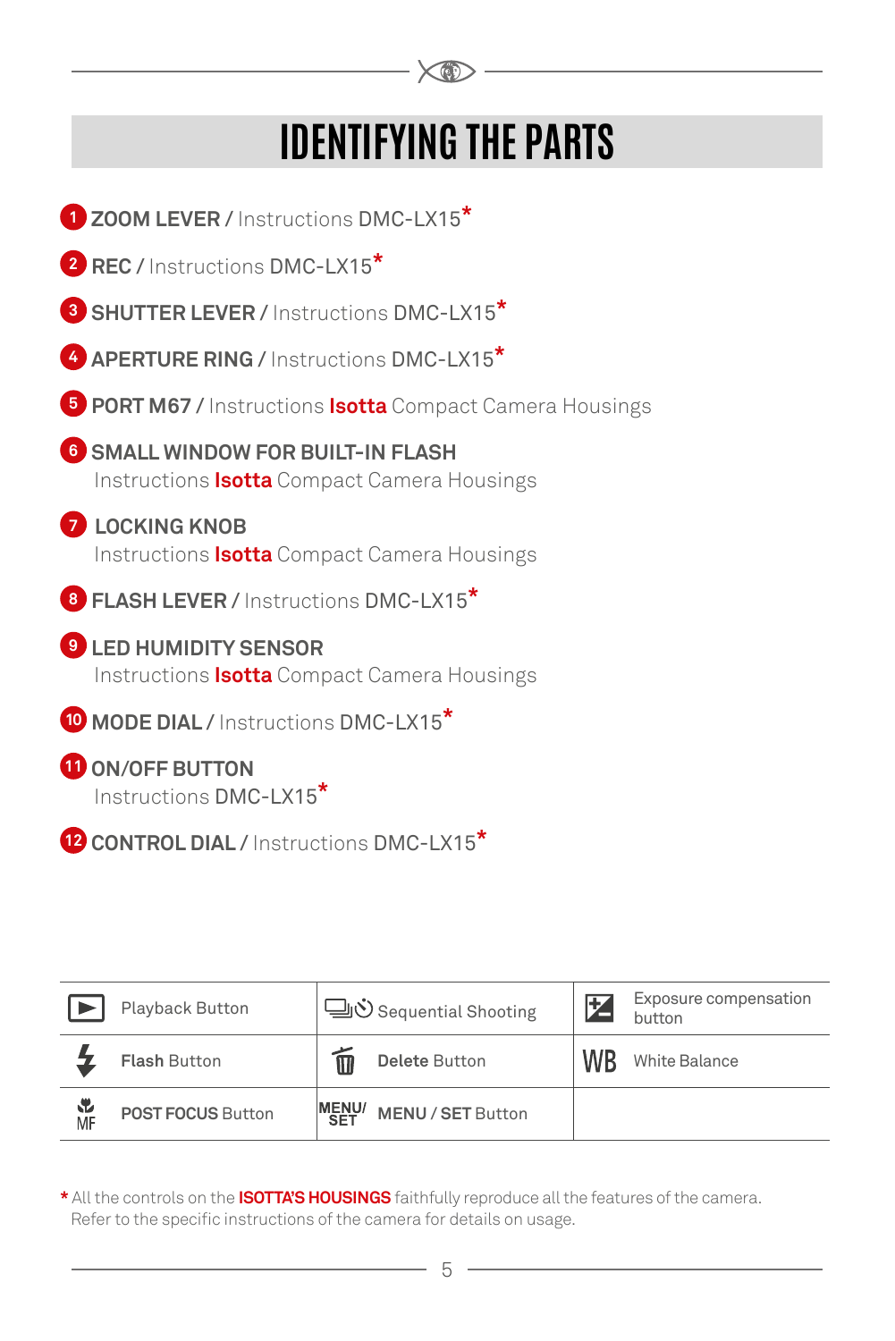# IDENTIFYING THE PARTS

1. **ZOOM LEVER** / Instructions DMC-LX15*
2. **REC** / Instructions DMC-LX15*
3. **SHUTTER LEVER** / Instructions DMC-LX15*
4. **APERTURE RING** / Instructions DMC-LX15*
5. **PORT M67** / Instructions **Isotta** Compact Camera Housings
6. **SMALL WINDOW FOR BUILT-IN FLASH**
   Instructions **Isotta** Compact Camera Housings
7. **LOCKING KNOB**
   Instructions **Isotta** Compact Camera Housings
8. **FLASH LEVER** / Instructions DMC-LX15*
9. **LED HUMIDITY SENSOR**
   Instructions **Isotta** Compact Camera Housings
10. **MODE DIAL** / Instructions DMC-LX15*
11. **ON/OFF BUTTON**
    Instructions DMC-LX15*
12. **CONTROL DIAL** / Instructions DMC-LX15*

| | | | | | |
|---|---|---|---|---|---|
| ▶ | Playback Button | | Sequential Shooting | | Exposure compensation button |
| | Flash Button | | Delete Button | WB | White Balance |
| MF | POST FOCUS Button | MENU/SET | MENU / SET Button | | |

\* All the controls on the **ISOTTA'S HOUSINGS** faithfully reproduce all the features of the camera. Refer to the specific instructions of the camera for details on usage.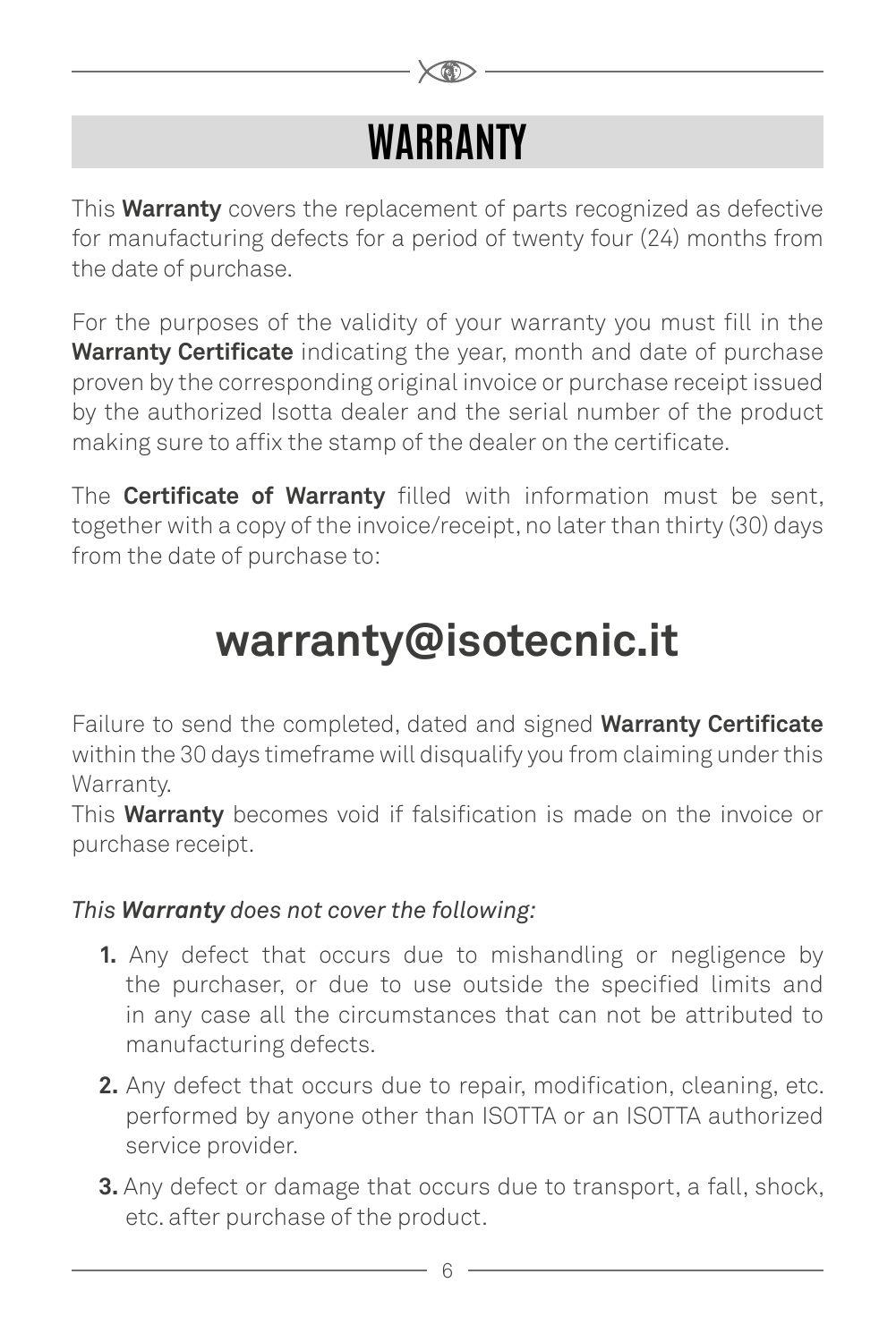# WARRANTY

This **Warranty** covers the replacement of parts recognized as defective for manufacturing defects for a period of twenty four (24) months from the date of purchase.

For the purposes of the validity of your warranty you must fill in the **Warranty Certificate** indicating the year, month and date of purchase proven by the corresponding original invoice or purchase receipt issued by the authorized Isotta dealer and the serial number of the product making sure to affix the stamp of the dealer on the certificate.

The **Certificate of Warranty** filled with information must be sent, together with a copy of the invoice/receipt, no later than thirty (30) days from the date of purchase to:

## warranty@isotecnic.it

Failure to send the completed, dated and signed **Warranty Certificate** within the 30 days timeframe will disqualify you from claiming under this Warranty.
This **Warranty** becomes void if falsification is made on the invoice or purchase receipt.

*This* ***Warranty*** *does not cover the following:*

1. Any defect that occurs due to mishandling or negligence by the purchaser, or due to use outside the specified limits and in any case all the circumstances that can not be attributed to manufacturing defects.
2. Any defect that occurs due to repair, modification, cleaning, etc. performed by anyone other than ISOTTA or an ISOTTA authorized service provider.
3. Any defect or damage that occurs due to transport, a fall, shock, etc. after purchase of the product.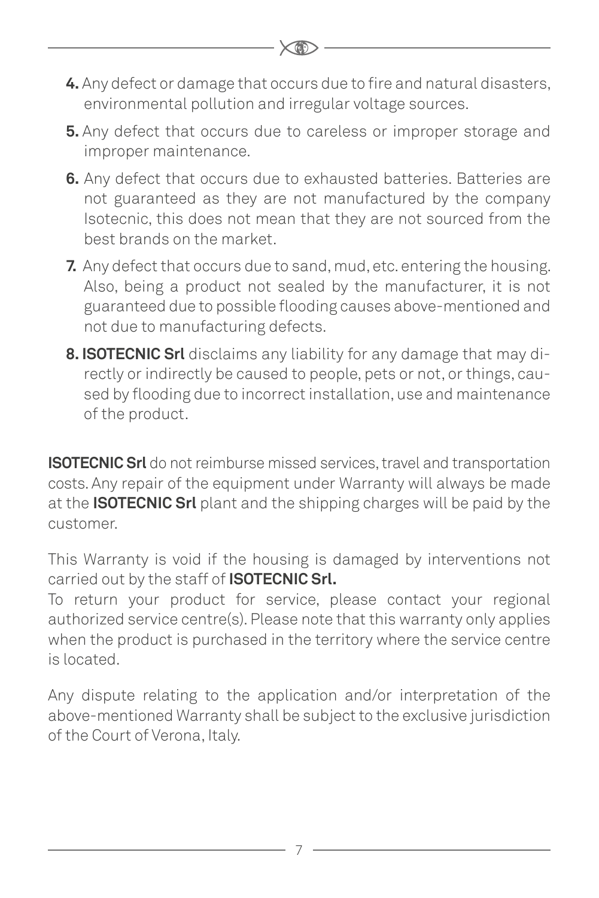4. Any defect or damage that occurs due to fire and natural disasters, environmental pollution and irregular voltage sources.
5. Any defect that occurs due to careless or improper storage and improper maintenance.
6. Any defect that occurs due to exhausted batteries. Batteries are not guaranteed as they are not manufactured by the company Isotecnic, this does not mean that they are not sourced from the best brands on the market.
7. Any defect that occurs due to sand, mud, etc. entering the housing. Also, being a product not sealed by the manufacturer, it is not guaranteed due to possible flooding causes above-mentioned and not due to manufacturing defects.
8. **ISOTECNIC Srl** disclaims any liability for any damage that may directly or indirectly be caused to people, pets or not, or things, caused by flooding due to incorrect installation, use and maintenance of the product.

**ISOTECNIC Srl** do not reimburse missed services, travel and transportation costs. Any repair of the equipment under Warranty will always be made at the **ISOTECNIC Srl** plant and the shipping charges will be paid by the customer.

This Warranty is void if the housing is damaged by interventions not carried out by the staff of **ISOTECNIC Srl.**
To return your product for service, please contact your regional authorized service centre(s). Please note that this warranty only applies when the product is purchased in the territory where the service centre is located.

Any dispute relating to the application and/or interpretation of the above-mentioned Warranty shall be subject to the exclusive jurisdiction of the Court of Verona, Italy.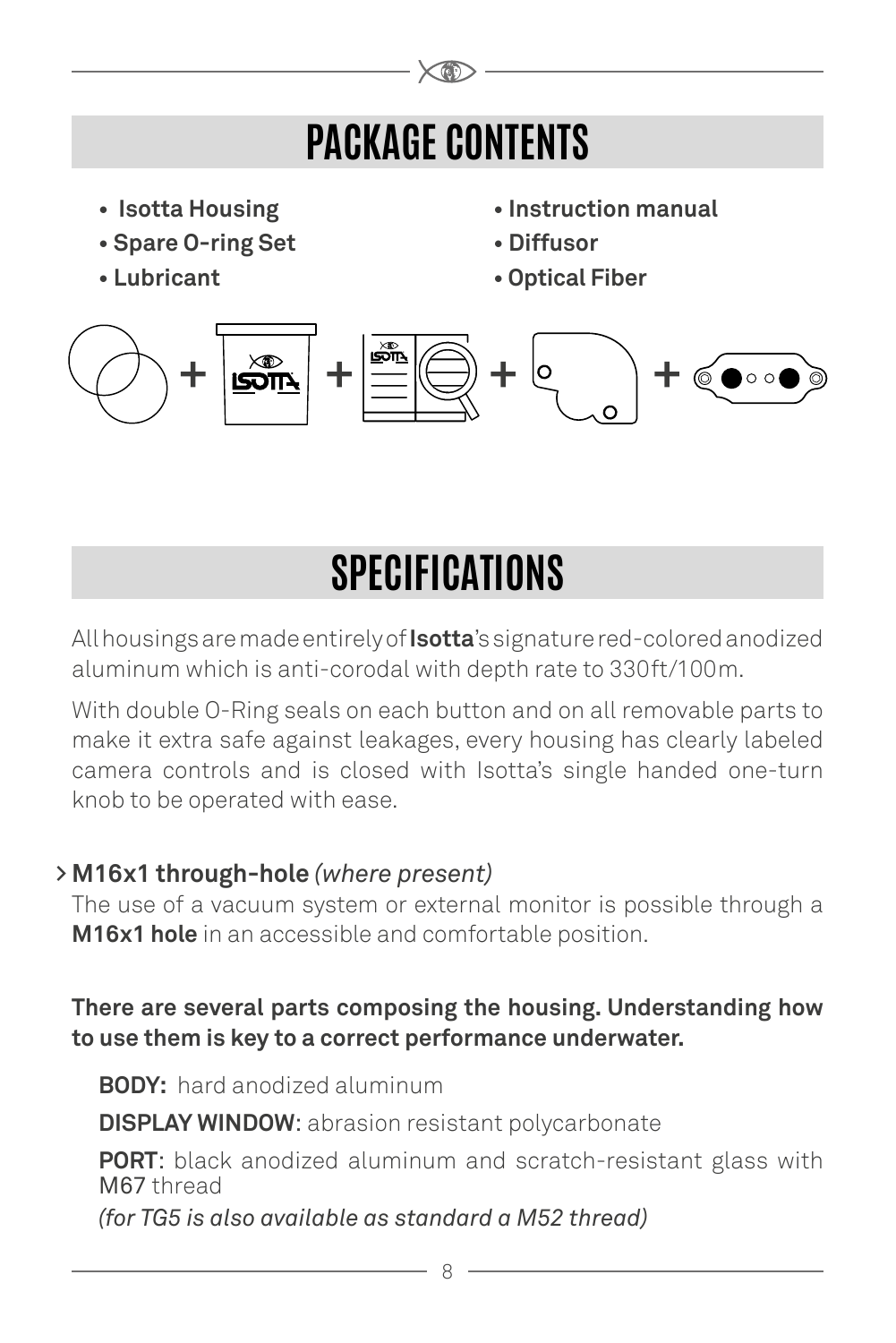# PACKAGE CONTENTS

- Isotta Housing
- Spare O-ring Set
- Lubricant
- Instruction manual
- Diffusor
- Optical Fiber

# SPECIFICATIONS

All housings are made entirely of **Isotta**'s signature red-colored anodized aluminum which is anti-corodal with depth rate to 330ft/100m.

With double O-Ring seals on each button and on all removable parts to make it extra safe against leakages, every housing has clearly labeled camera controls and is closed with Isotta's single handed one-turn knob to be operated with ease.

**> M16x1 through-hole** *(where present)*
The use of a vacuum system or external monitor is possible through a **M16x1 hole** in an accessible and comfortable position.

**There are several parts composing the housing. Understanding how to use them is key to a correct performance underwater.**

**BODY:** hard anodized aluminum

**DISPLAY WINDOW**: abrasion resistant polycarbonate

**PORT**: black anodized aluminum and scratch-resistant glass with M67 thread
*(for TG5 is also available as standard a M52 thread)*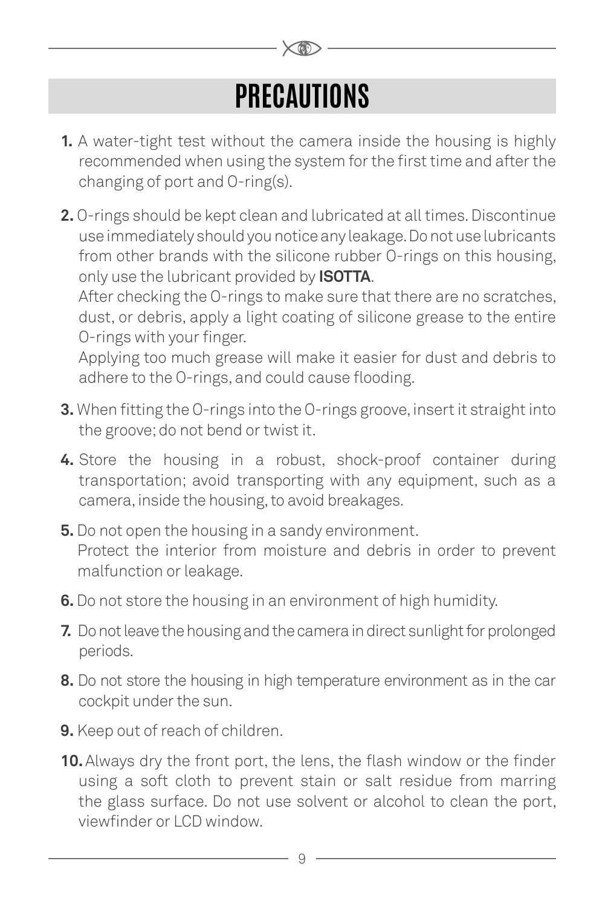# PRECAUTIONS

1. A water-tight test without the camera inside the housing is highly recommended when using the system for the first time and after the changing of port and O-ring(s).

2. O-rings should be kept clean and lubricated at all times. Discontinue use immediately should you notice any leakage. Do not use lubricants from other brands with the silicone rubber O-rings on this housing, only use the lubricant provided by **ISOTTA**.
   After checking the O-rings to make sure that there are no scratches, dust, or debris, apply a light coating of silicone grease to the entire O-rings with your finger.
   Applying too much grease will make it easier for dust and debris to adhere to the O-rings, and could cause flooding.

3. When fitting the O-rings into the O-rings groove, insert it straight into the groove; do not bend or twist it.

4. Store the housing in a robust, shock-proof container during transportation; avoid transporting with any equipment, such as a camera, inside the housing, to avoid breakages.

5. Do not open the housing in a sandy environment.
   Protect the interior from moisture and debris in order to prevent malfunction or leakage.

6. Do not store the housing in an environment of high humidity.

7. Do not leave the housing and the camera in direct sunlight for prolonged periods.

8. Do not store the housing in high temperature environment as in the car cockpit under the sun.

9. Keep out of reach of children.

10. Always dry the front port, the lens, the flash window or the finder using a soft cloth to prevent stain or salt residue from marring the glass surface. Do not use solvent or alcohol to clean the port, viewfinder or LCD window.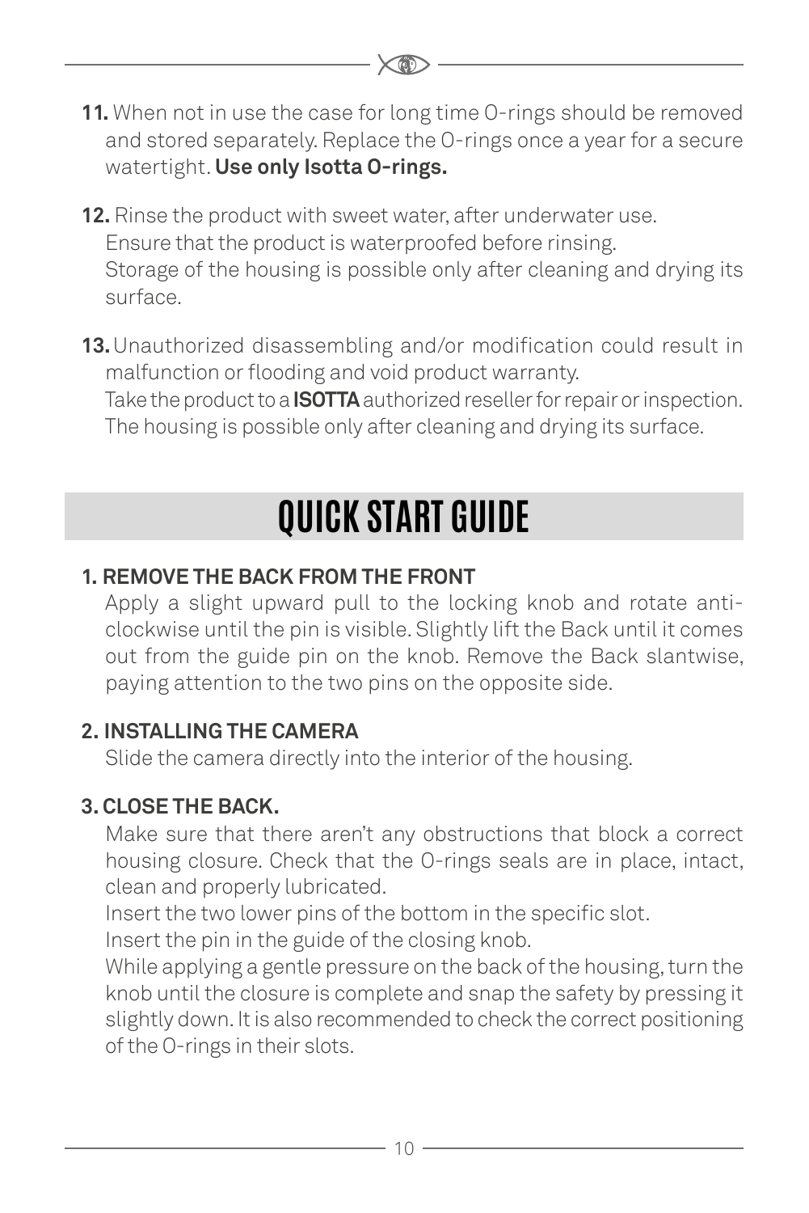11. When not in use the case for long time O-rings should be removed and stored separately. Replace the O-rings once a year for a secure watertight. **Use only Isotta O-rings.**

12. Rinse the product with sweet water, after underwater use. Ensure that the product is waterproofed before rinsing. Storage of the housing is possible only after cleaning and drying its surface.

13. Unauthorized disassembling and/or modification could result in malfunction or flooding and void product warranty. Take the product to a **ISOTTA** authorized reseller for repair or inspection. The housing is possible only after cleaning and drying its surface.

# QUICK START GUIDE

**1. REMOVE THE BACK FROM THE FRONT**

Apply a slight upward pull to the locking knob and rotate anti-clockwise until the pin is visible. Slightly lift the Back until it comes out from the guide pin on the knob. Remove the Back slantwise, paying attention to the two pins on the opposite side.

**2. INSTALLING THE CAMERA**

Slide the camera directly into the interior of the housing.

**3. CLOSE THE BACK.**

Make sure that there aren't any obstructions that block a correct housing closure. Check that the O-rings seals are in place, intact, clean and properly lubricated.
Insert the two lower pins of the bottom in the specific slot.
Insert the pin in the guide of the closing knob.
While applying a gentle pressure on the back of the housing, turn the knob until the closure is complete and snap the safety by pressing it slightly down. It is also recommended to check the correct positioning of the O-rings in their slots.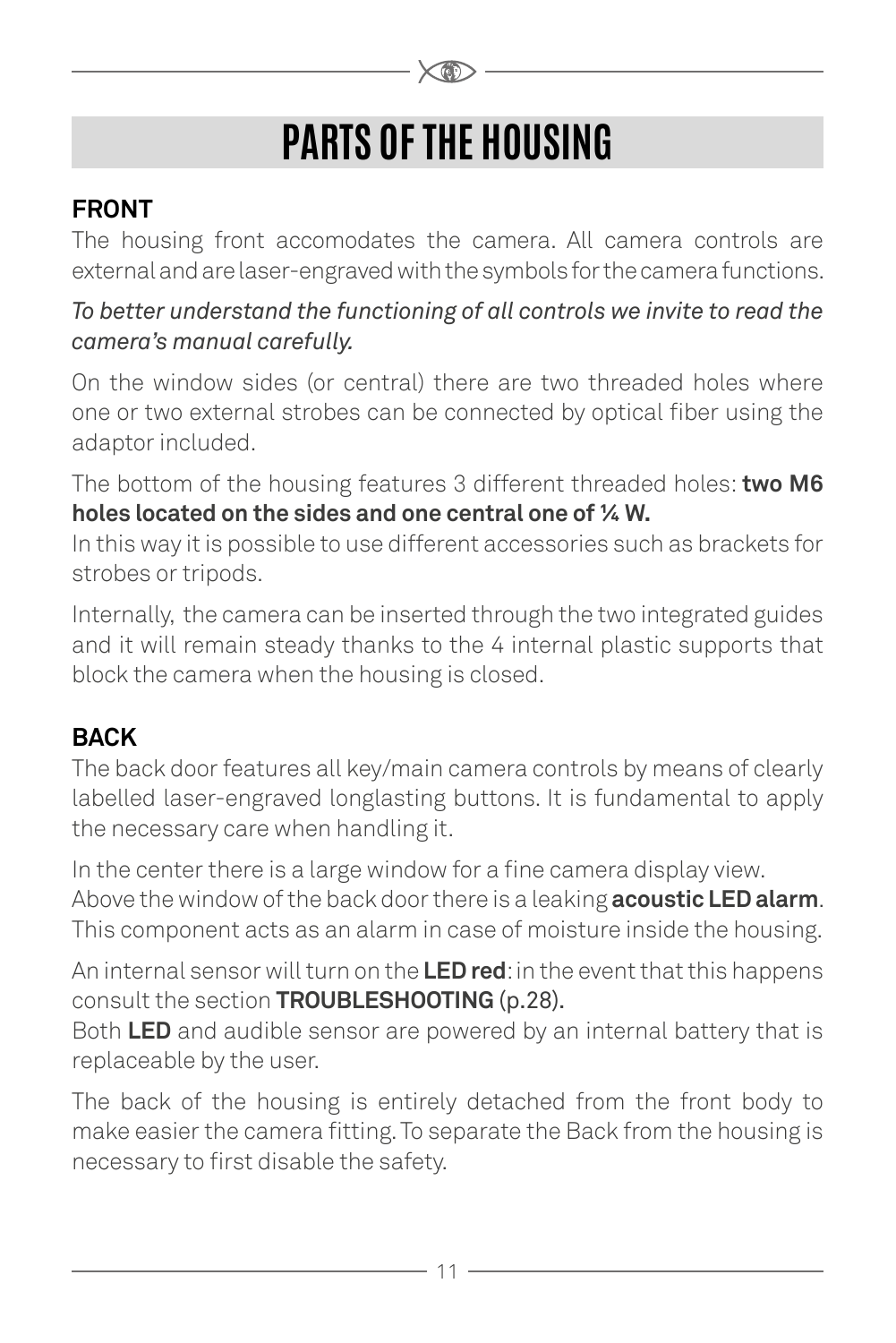# PARTS OF THE HOUSING

## FRONT

The housing front accomodates the camera. All camera controls are external and are laser-engraved with the symbols for the camera functions.

*To better understand the functioning of all controls we invite to read the camera's manual carefully.*

On the window sides (or central) there are two threaded holes where one or two external strobes can be connected by optical fiber using the adaptor included.

The bottom of the housing features 3 different threaded holes: **two M6 holes located on the sides and one central one of ¼ W.**
In this way it is possible to use different accessories such as brackets for strobes or tripods.

Internally, the camera can be inserted through the two integrated guides and it will remain steady thanks to the 4 internal plastic supports that block the camera when the housing is closed.

## BACK

The back door features all key/main camera controls by means of clearly labelled laser-engraved longlasting buttons. It is fundamental to apply the necessary care when handling it.

In the center there is a large window for a fine camera display view.
Above the window of the back door there is a leaking **acoustic LED alarm**. This component acts as an alarm in case of moisture inside the housing.

An internal sensor will turn on the **LED red**: in the event that this happens consult the section **TROUBLESHOOTING** (p.28).
Both **LED** and audible sensor are powered by an internal battery that is replaceable by the user.

The back of the housing is entirely detached from the front body to make easier the camera fitting. To separate the Back from the housing is necessary to first disable the safety.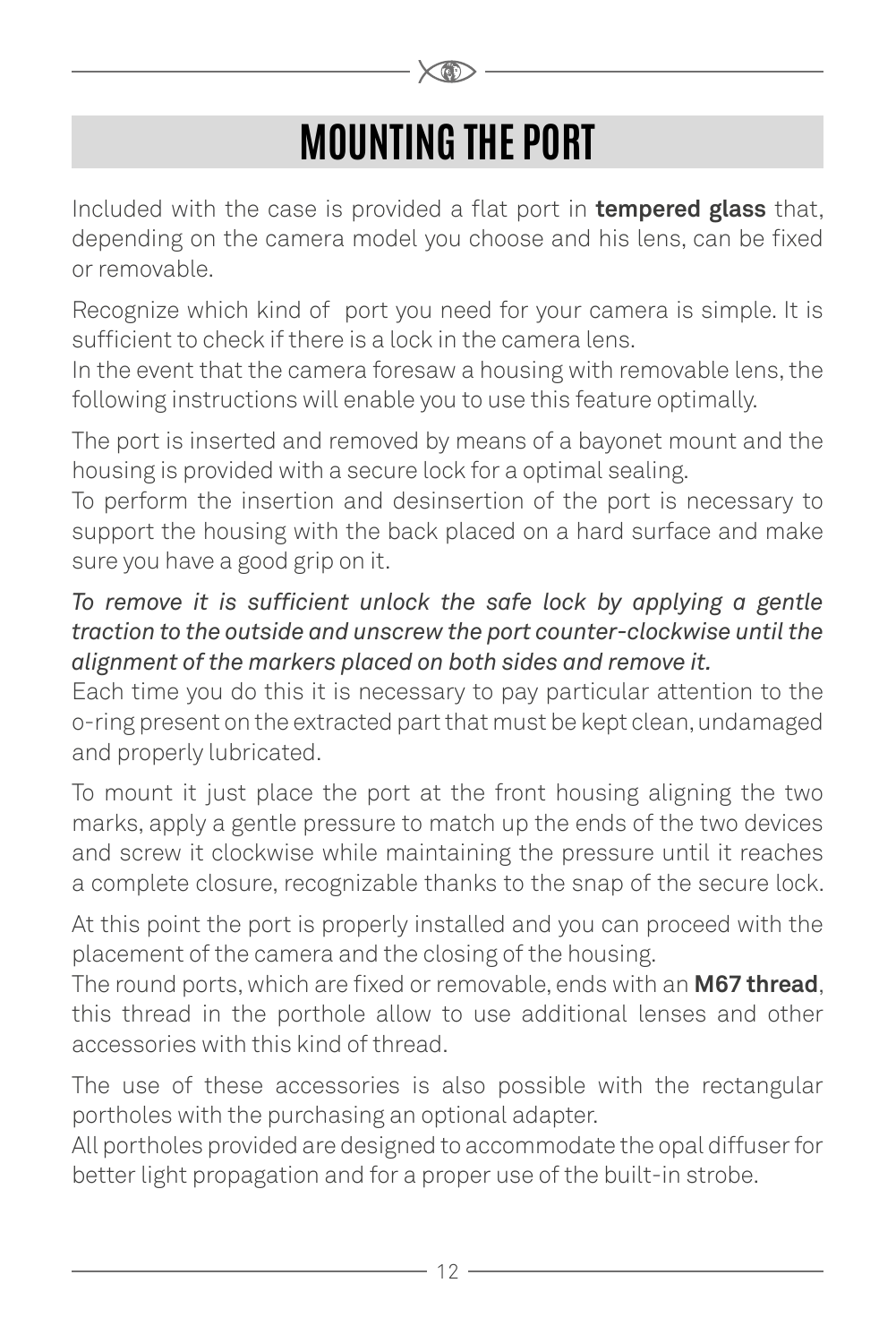# MOUNTING THE PORT

Included with the case is provided a flat port in **tempered glass** that, depending on the camera model you choose and his lens, can be fixed or removable.

Recognize which kind of port you need for your camera is simple. It is sufficient to check if there is a lock in the camera lens.
In the event that the camera foresaw a housing with removable lens, the following instructions will enable you to use this feature optimally.

The port is inserted and removed by means of a bayonet mount and the housing is provided with a secure lock for a optimal sealing.
To perform the insertion and desinsertion of the port is necessary to support the housing with the back placed on a hard surface and make sure you have a good grip on it.

*To remove it is sufficient unlock the safe lock by applying a gentle traction to the outside and unscrew the port counter-clockwise until the alignment of the markers placed on both sides and remove it.*
Each time you do this it is necessary to pay particular attention to the o-ring present on the extracted part that must be kept clean, undamaged and properly lubricated.

To mount it just place the port at the front housing aligning the two marks, apply a gentle pressure to match up the ends of the two devices and screw it clockwise while maintaining the pressure until it reaches a complete closure, recognizable thanks to the snap of the secure lock.

At this point the port is properly installed and you can proceed with the placement of the camera and the closing of the housing.
The round ports, which are fixed or removable, ends with an **M67 thread**, this thread in the porthole allow to use additional lenses and other accessories with this kind of thread.

The use of these accessories is also possible with the rectangular portholes with the purchasing an optional adapter.
All portholes provided are designed to accommodate the opal diffuser for better light propagation and for a proper use of the built-in strobe.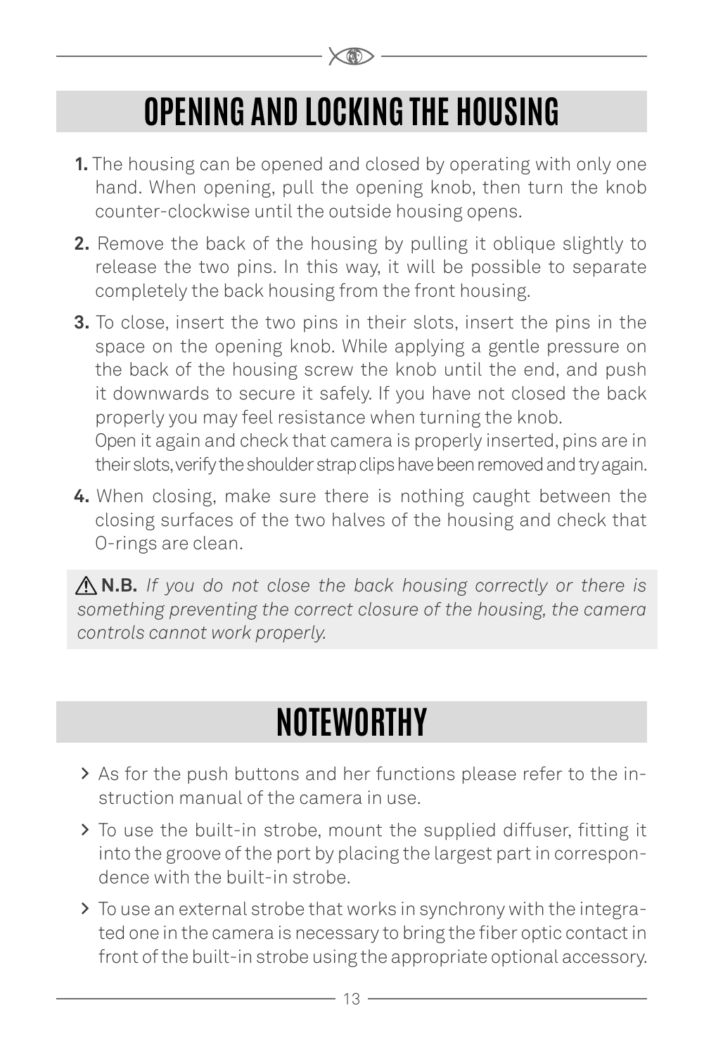# OPENING AND LOCKING THE HOUSING

1. The housing can be opened and closed by operating with only one hand. When opening, pull the opening knob, then turn the knob counter-clockwise until the outside housing opens.

2. Remove the back of the housing by pulling it oblique slightly to release the two pins. In this way, it will be possible to separate completely the back housing from the front housing.

3. To close, insert the two pins in their slots, insert the pins in the space on the opening knob. While applying a gentle pressure on the back of the housing screw the knob until the end, and push it downwards to secure it safely. If you have not closed the back properly you may feel resistance when turning the knob.
   Open it again and check that camera is properly inserted, pins are in their slots, verify the shoulder strap clips have been removed and try again.

4. When closing, make sure there is nothing caught between the closing surfaces of the two halves of the housing and check that O-rings are clean.

⚠ **N.B.** *If you do not close the back housing correctly or there is something preventing the correct closure of the housing, the camera controls cannot work properly.*

# NOTEWORTHY

- As for the push buttons and her functions please refer to the instruction manual of the camera in use.
- To use the built-in strobe, mount the supplied diffuser, fitting it into the groove of the port by placing the largest part in correspondence with the built-in strobe.
- To use an external strobe that works in synchrony with the integrated one in the camera is necessary to bring the fiber optic contact in front of the built-in strobe using the appropriate optional accessory.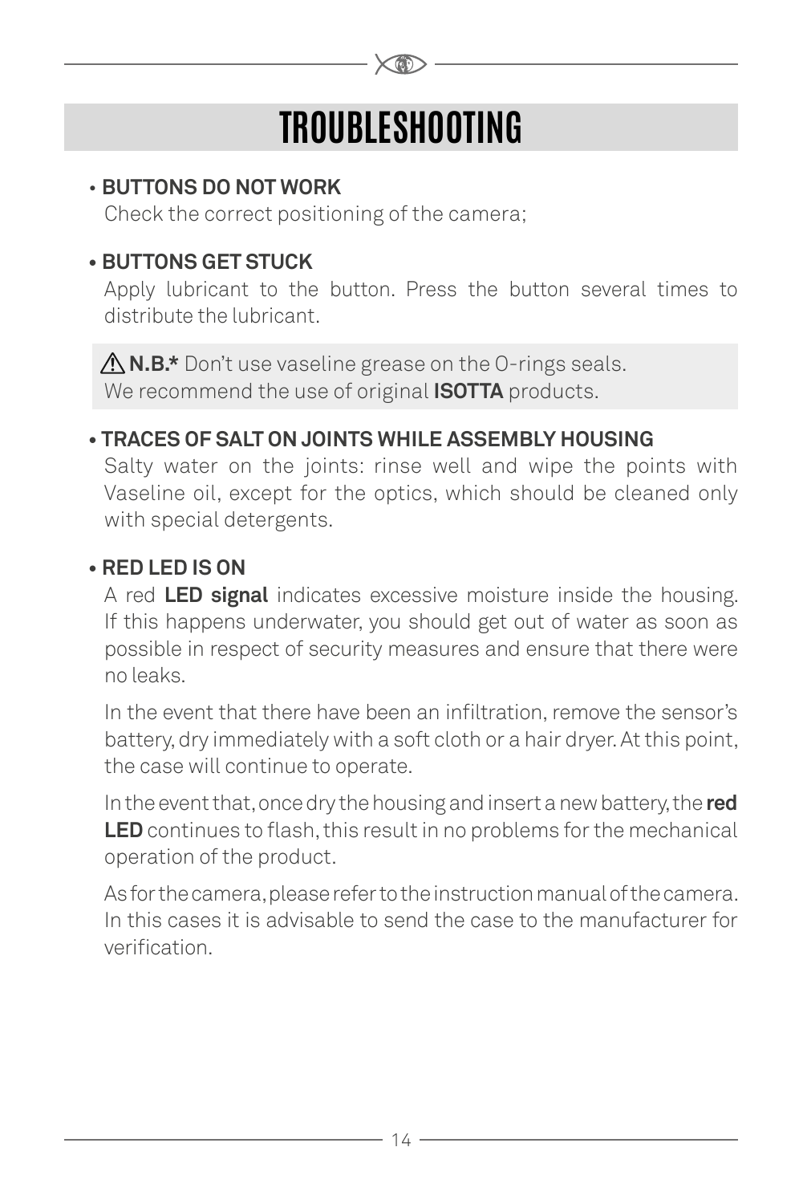# TROUBLESHOOTING

- **BUTTONS DO NOT WORK**
  Check the correct positioning of the camera;

- **BUTTONS GET STUCK**
  Apply lubricant to the button. Press the button several times to distribute the lubricant.

  ⚠ **N.B.*** Don't use vaseline grease on the O-rings seals.
  We recommend the use of original **ISOTTA** products.

- **TRACES OF SALT ON JOINTS WHILE ASSEMBLY HOUSING**
  Salty water on the joints: rinse well and wipe the points with Vaseline oil, except for the optics, which should be cleaned only with special detergents.

- **RED LED IS ON**
  A red **LED signal** indicates excessive moisture inside the housing. If this happens underwater, you should get out of water as soon as possible in respect of security measures and ensure that there were no leaks.

  In the event that there have been an infiltration, remove the sensor's battery, dry immediately with a soft cloth or a hair dryer. At this point, the case will continue to operate.

  In the event that, once dry the housing and insert a new battery, the **red LED** continues to flash, this result in no problems for the mechanical operation of the product.

  As for the camera, please refer to the instruction manual of the camera. In this cases it is advisable to send the case to the manufacturer for verification.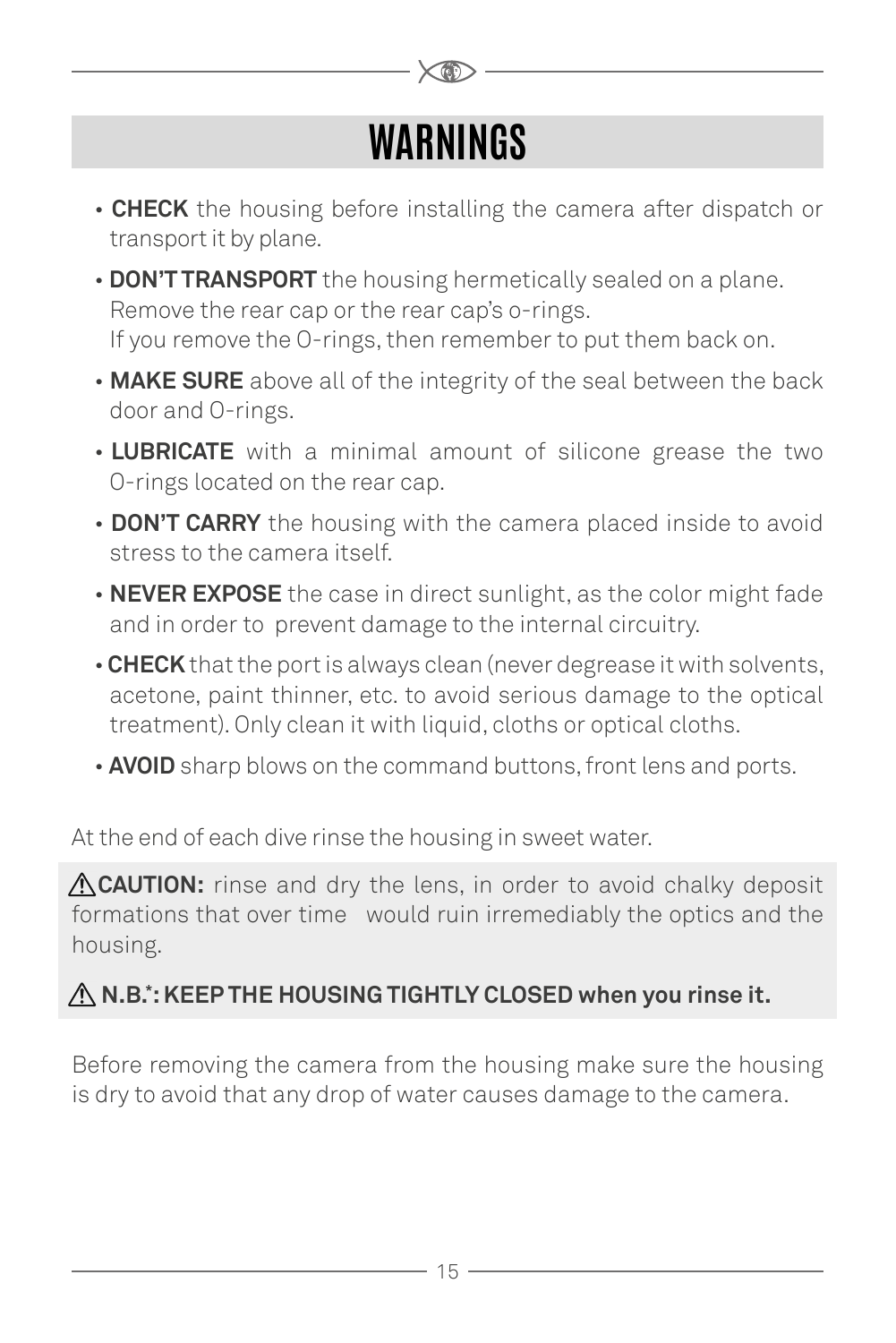# WARNINGS

- **CHECK** the housing before installing the camera after dispatch or transport it by plane.
- **DON'T TRANSPORT** the housing hermetically sealed on a plane. Remove the rear cap or the rear cap's o-rings.
  If you remove the O-rings, then remember to put them back on.
- **MAKE SURE** above all of the integrity of the seal between the back door and O-rings.
- **LUBRICATE** with a minimal amount of silicone grease the two O-rings located on the rear cap.
- **DON'T CARRY** the housing with the camera placed inside to avoid stress to the camera itself.
- **NEVER EXPOSE** the case in direct sunlight, as the color might fade and in order to prevent damage to the internal circuitry.
- **CHECK** that the port is always clean (never degrease it with solvents, acetone, paint thinner, etc. to avoid serious damage to the optical treatment). Only clean it with liquid, cloths or optical cloths.
- **AVOID** sharp blows on the command buttons, front lens and ports.

At the end of each dive rinse the housing in sweet water.

⚠**CAUTION:** rinse and dry the lens, in order to avoid chalky deposit formations that over time would ruin irremediably the optics and the housing.

⚠ **N.B.*: KEEP THE HOUSING TIGHTLY CLOSED when you rinse it.**

Before removing the camera from the housing make sure the housing is dry to avoid that any drop of water causes damage to the camera.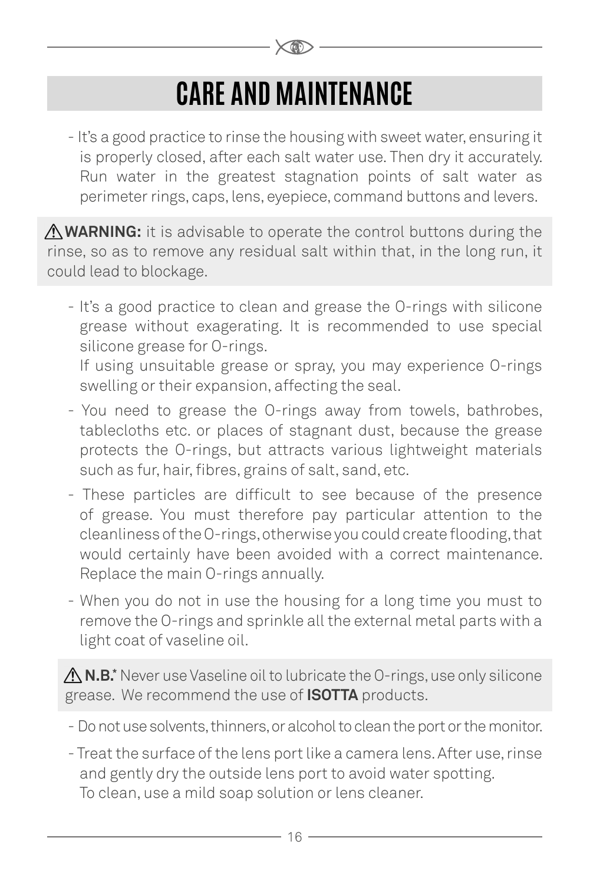# CARE AND MAINTENANCE

- It's a good practice to rinse the housing with sweet water, ensuring it is properly closed, after each salt water use. Then dry it accurately. Run water in the greatest stagnation points of salt water as perimeter rings, caps, lens, eyepiece, command buttons and levers.

⚠ **WARNING:** it is advisable to operate the control buttons during the rinse, so as to remove any residual salt within that, in the long run, it could lead to blockage.

- It's a good practice to clean and grease the O-rings with silicone grease without exagerating. It is recommended to use special silicone grease for O-rings.
  If using unsuitable grease or spray, you may experience O-rings swelling or their expansion, affecting the seal.
- You need to grease the O-rings away from towels, bathrobes, tablecloths etc. or places of stagnant dust, because the grease protects the O-rings, but attracts various lightweight materials such as fur, hair, fibres, grains of salt, sand, etc.
- These particles are difficult to see because of the presence of grease. You must therefore pay particular attention to the cleanliness of the O-rings, otherwise you could create flooding, that would certainly have been avoided with a correct maintenance. Replace the main O-rings annually.
- When you do not in use the housing for a long time you must to remove the O-rings and sprinkle all the external metal parts with a light coat of vaseline oil.

⚠ **N.B.*** Never use Vaseline oil to lubricate the O-rings, use only silicone grease. We recommend the use of **ISOTTA** products.

- Do not use solvents, thinners, or alcohol to clean the port or the monitor.
- Treat the surface of the lens port like a camera lens. After use, rinse and gently dry the outside lens port to avoid water spotting.
  To clean, use a mild soap solution or lens cleaner.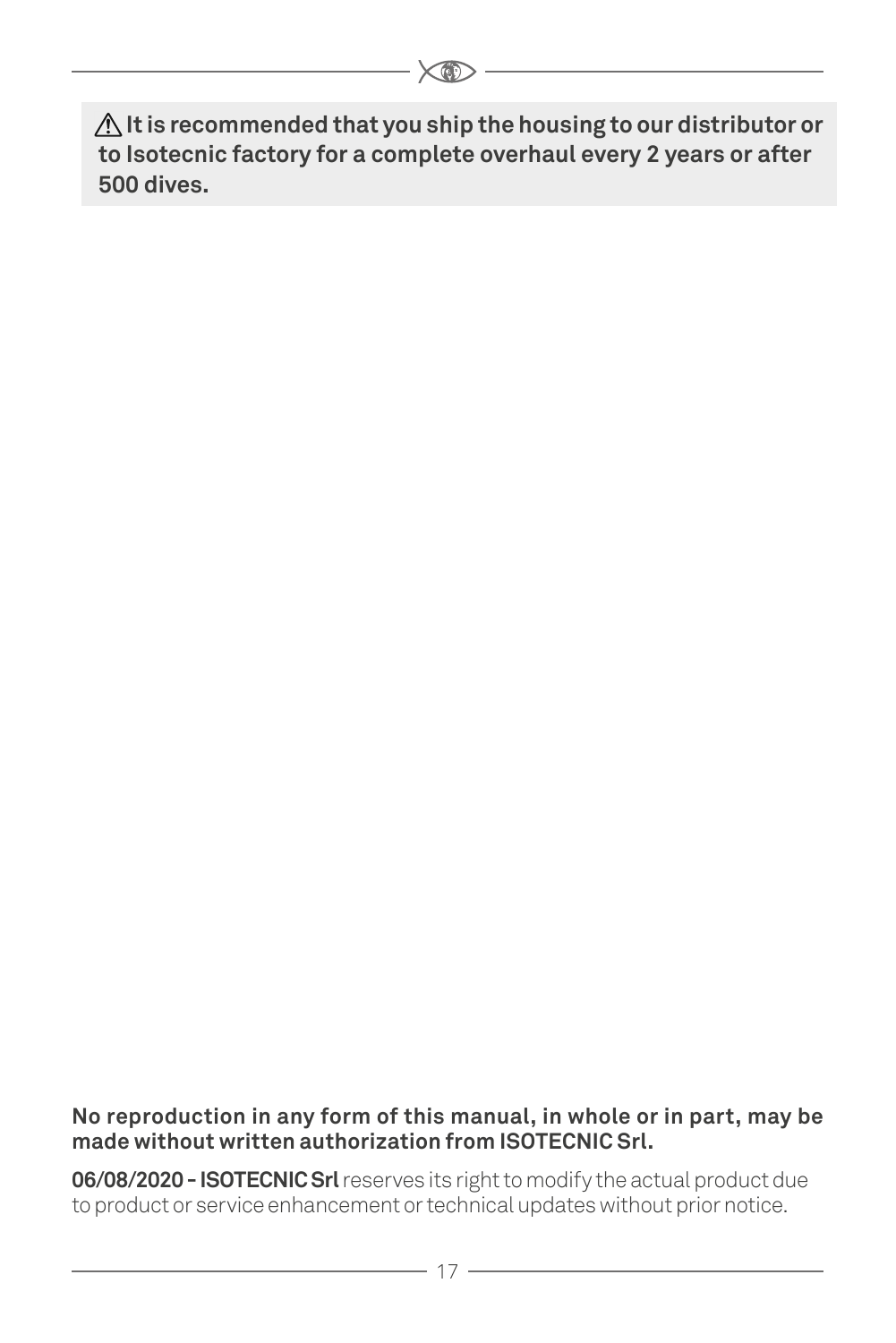⚠ **It is recommended that you ship the housing to our distributor or to Isotecnic factory for a complete overhaul every 2 years or after 500 dives.**

**No reproduction in any form of this manual, in whole or in part, may be made without written authorization from ISOTECNIC Srl.**

**06/08/2020 – ISOTECNIC Srl** reserves its right to modify the actual product due to product or service enhancement or technical updates without prior notice.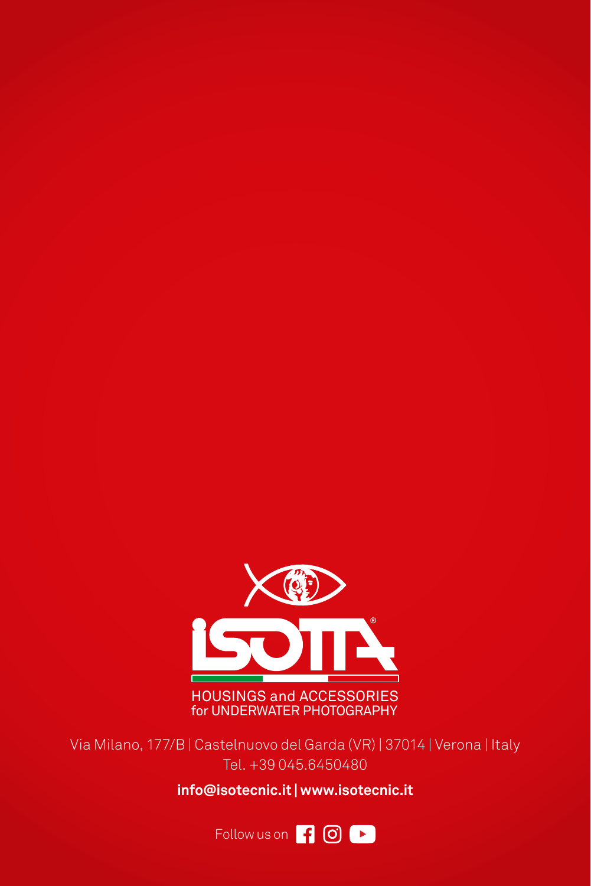ISOTTA®

HOUSINGS and ACCESSORIES
for UNDERWATER PHOTOGRAPHY

Via Milano, 177/B | Castelnuovo del Garda (VR) | 37014 | Verona | Italy
Tel. +39 045.6450480

**info@isotecnic.it | www.isotecnic.it**

Follow us on